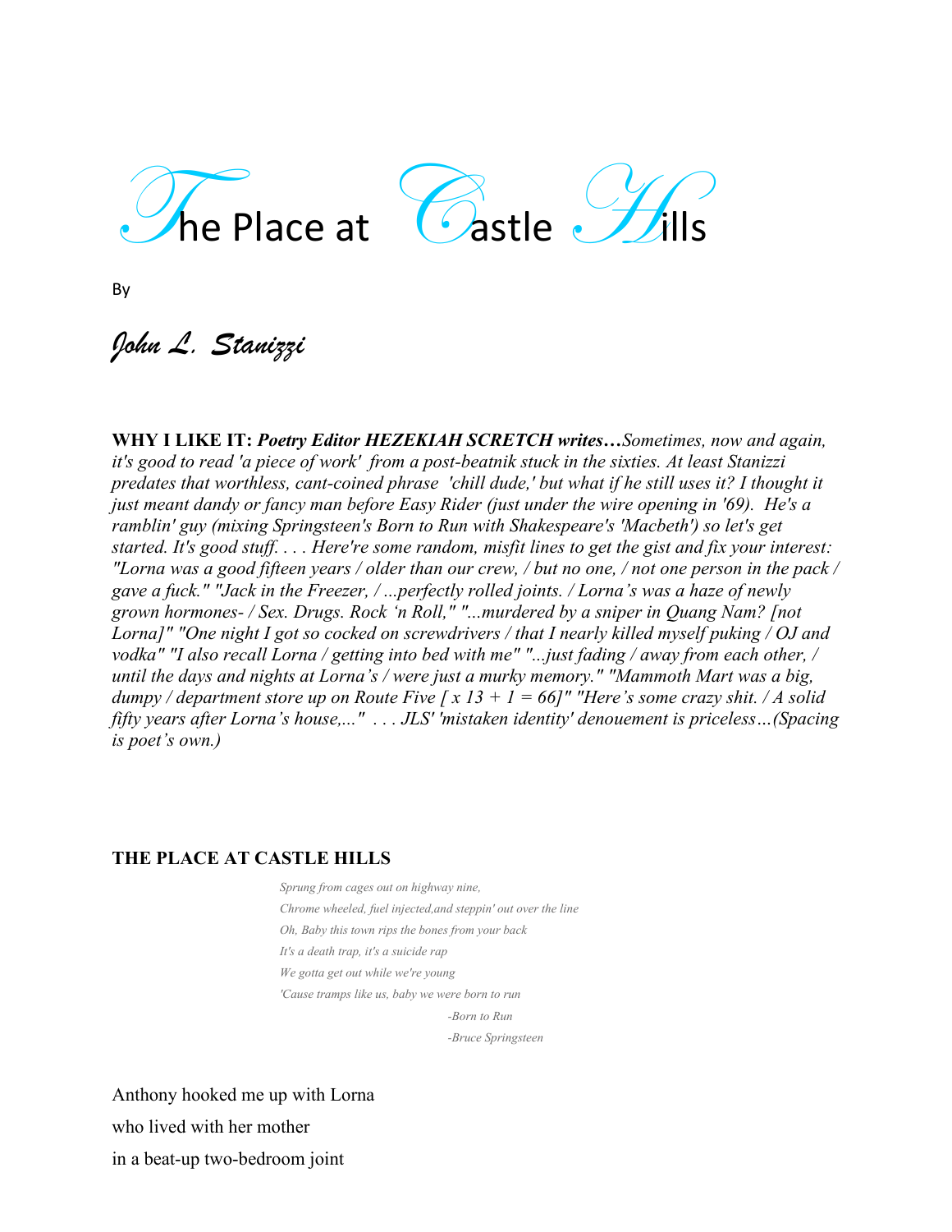# The Place at Castle Hills

By

*John L. Stanizzi*

**WHY I LIKE IT:** ***Poetry Editor HEZEKIAH SCRETCH writes…****Sometimes, now and again, it's good to read 'a piece of work' from a post-beatnik stuck in the sixties. At least Stanizzi predates that worthless, cant-coined phrase 'chill dude,' but what if he still uses it? I thought it just meant dandy or fancy man before Easy Rider (just under the wire opening in '69). He's a ramblin' guy (mixing Springsteen's Born to Run with Shakespeare's 'Macbeth') so let's get started. It's good stuff. . . . Here're some random, misfit lines to get the gist and fix your interest: "Lorna was a good fifteen years / older than our crew, / but no one, / not one person in the pack / gave a fuck." "Jack in the Freezer, / ...perfectly rolled joints. / Lorna's was a haze of newly grown hormones- / Sex. Drugs. Rock 'n Roll," "...murdered by a sniper in Quang Nam? [not Lorna]" "One night I got so cocked on screwdrivers / that I nearly killed myself puking / OJ and vodka" "I also recall Lorna / getting into bed with me" "...just fading / away from each other, / until the days and nights at Lorna's / were just a murky memory." "Mammoth Mart was a big, dumpy / department store up on Route Five [ x 13 + 1 = 66]" "Here's some crazy shit. / A solid fifty years after Lorna's house,..." . . . JLS' 'mistaken identity' denouement is priceless…(Spacing is poet's own.)*

**THE PLACE AT CASTLE HILLS**

*Sprung from cages out on highway nine,*
*Chrome wheeled, fuel injected,and steppin' out over the line*
*Oh, Baby this town rips the bones from your back*
*It's a death trap, it's a suicide rap*
*We gotta get out while we're young*
*'Cause tramps like us, baby we were born to run*

*-Born to Run*
*-Bruce Springsteen*

Anthony hooked me up with Lorna
who lived with her mother
in a beat-up two-bedroom joint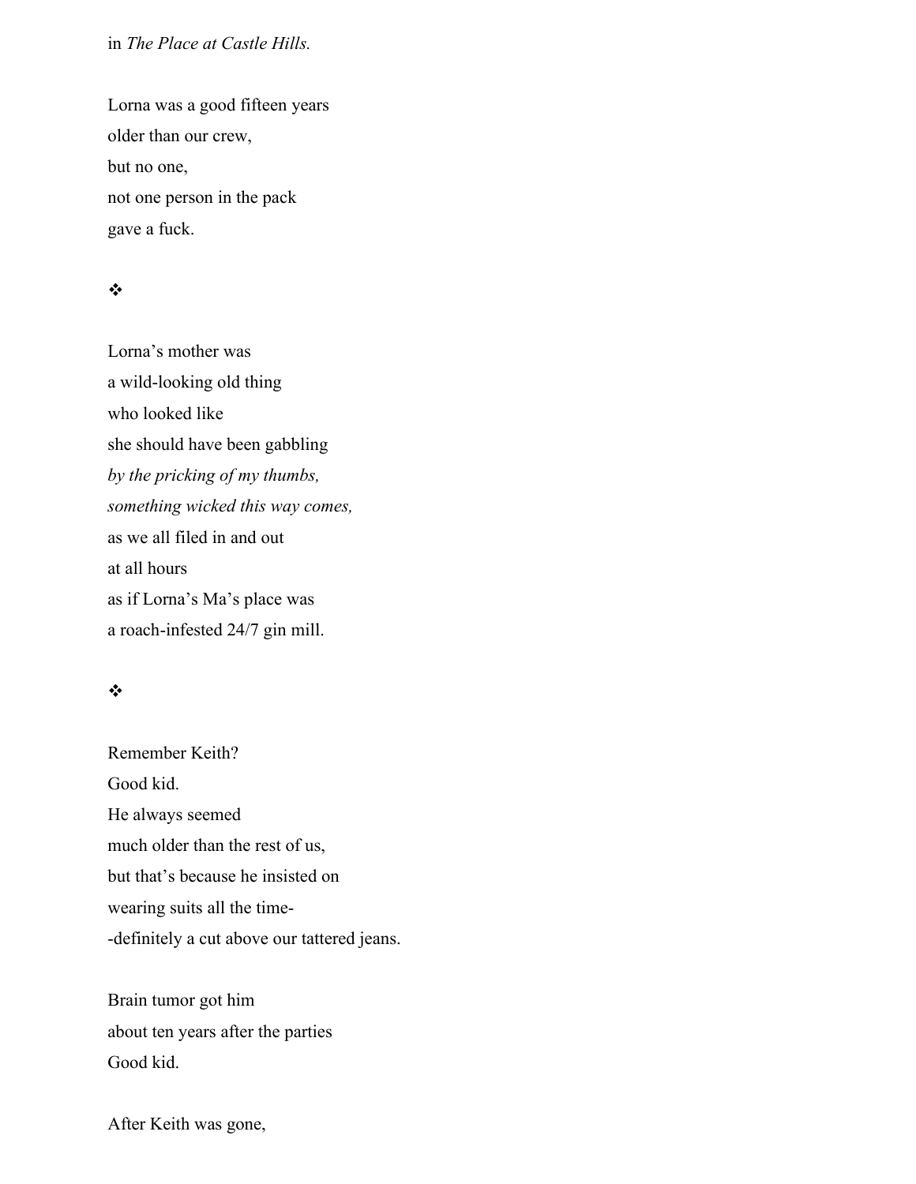in *The Place at Castle Hills.*

Lorna was a good fifteen years
older than our crew,
but no one,
not one person in the pack
gave a fuck.

❖

Lorna's mother was
a wild-looking old thing
who looked like
she should have been gabbling
*by the pricking of my thumbs,*
*something wicked this way comes,*
as we all filed in and out
at all hours
as if Lorna's Ma's place was
a roach-infested 24/7 gin mill.

❖

Remember Keith?
Good kid.
He always seemed
much older than the rest of us,
but that's because he insisted on
wearing suits all the time-
-definitely a cut above our tattered jeans.

Brain tumor got him
about ten years after the parties
Good kid.

After Keith was gone,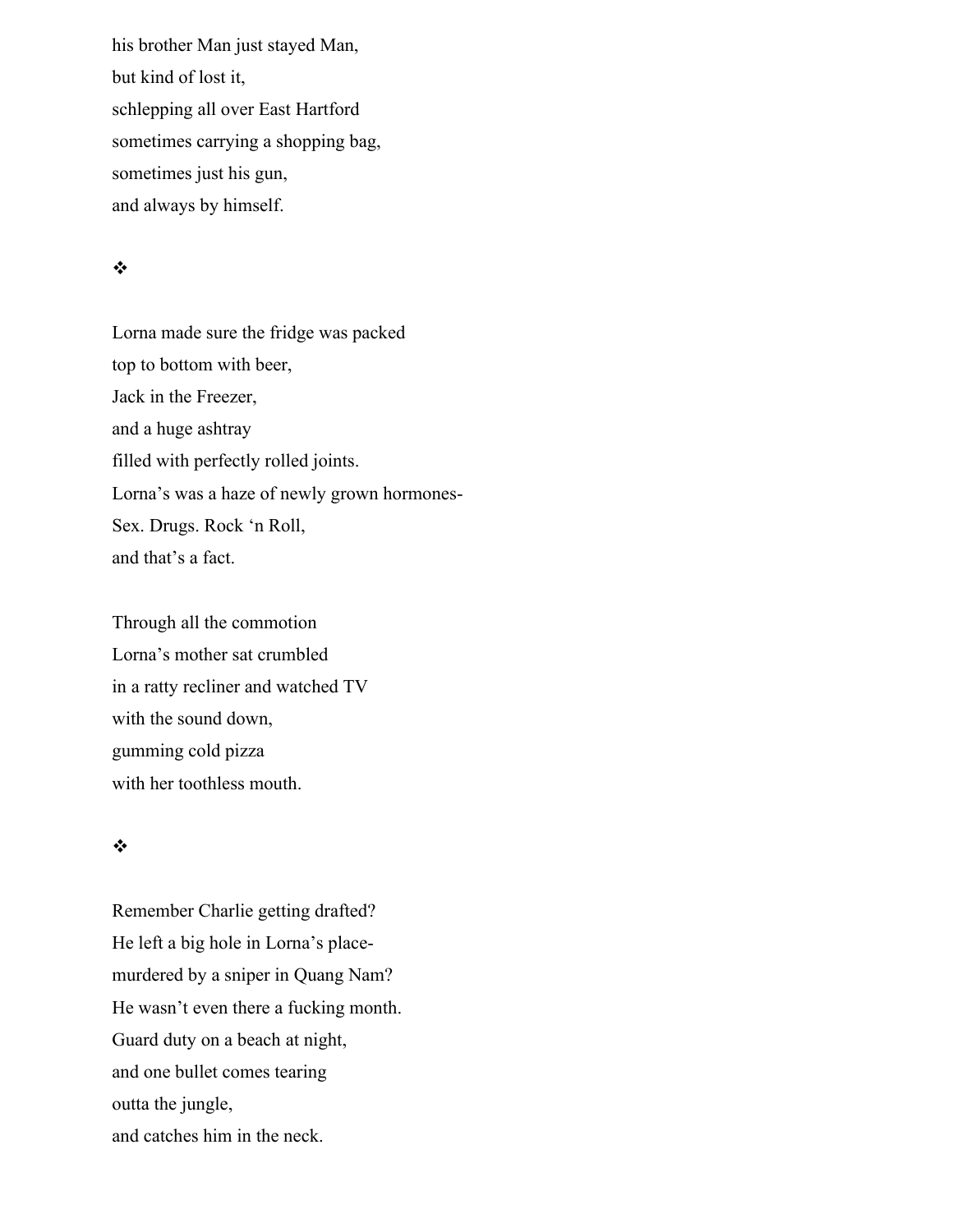his brother Man just stayed Man,  
but kind of lost it,  
schlepping all over East Hartford  
sometimes carrying a shopping bag,  
sometimes just his gun,  
and always by himself.

❖

Lorna made sure the fridge was packed  
top to bottom with beer,  
Jack in the Freezer,  
and a huge ashtray  
filled with perfectly rolled joints.  
Lorna's was a haze of newly grown hormones-  
Sex. Drugs. Rock 'n Roll,  
and that's a fact.

Through all the commotion  
Lorna's mother sat crumbled  
in a ratty recliner and watched TV  
with the sound down,  
gumming cold pizza  
with her toothless mouth.

❖

Remember Charlie getting drafted?  
He left a big hole in Lorna's place-  
murdered by a sniper in Quang Nam?  
He wasn't even there a fucking month.  
Guard duty on a beach at night,  
and one bullet comes tearing  
outta the jungle,  
and catches him in the neck.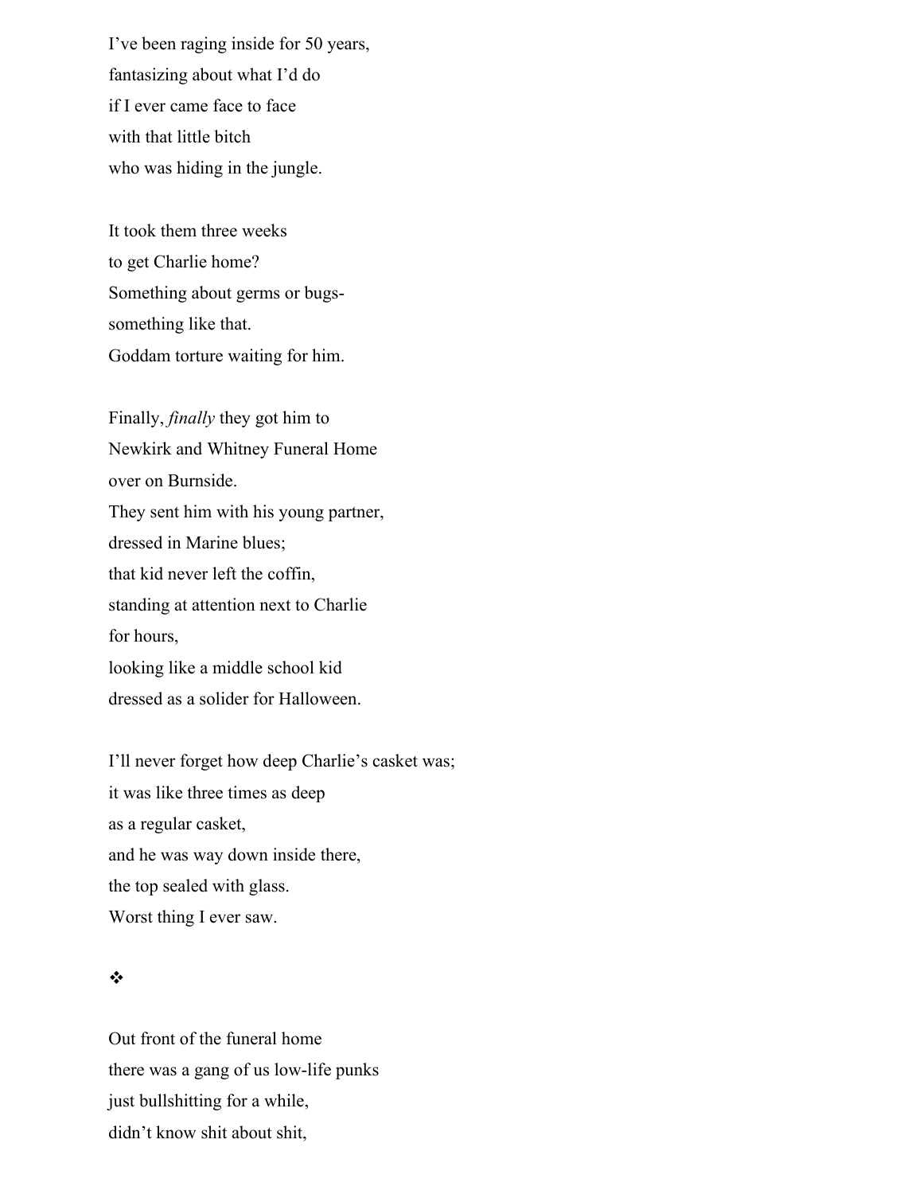I've been raging inside for 50 years,  
fantasizing about what I'd do  
if I ever came face to face  
with that little bitch  
who was hiding in the jungle.

It took them three weeks  
to get Charlie home?  
Something about germs or bugs-  
something like that.  
Goddam torture waiting for him.

Finally, *finally* they got him to  
Newkirk and Whitney Funeral Home  
over on Burnside.  
They sent him with his young partner,  
dressed in Marine blues;  
that kid never left the coffin,  
standing at attention next to Charlie  
for hours,  
looking like a middle school kid  
dressed as a solider for Halloween.

I'll never forget how deep Charlie's casket was;  
it was like three times as deep  
as a regular casket,  
and he was way down inside there,  
the top sealed with glass.  
Worst thing I ever saw.

❖

Out front of the funeral home  
there was a gang of us low-life punks  
just bullshitting for a while,  
didn't know shit about shit,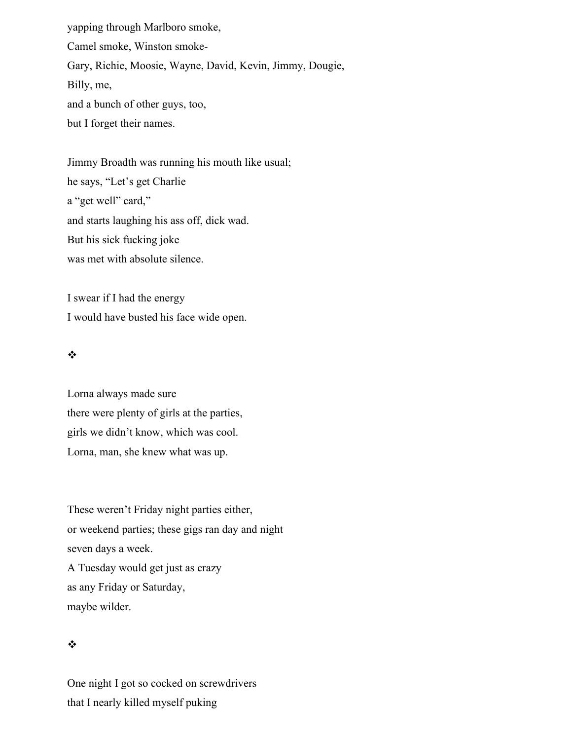yapping through Marlboro smoke,
Camel smoke, Winston smoke-
Gary, Richie, Moosie, Wayne, David, Kevin, Jimmy, Dougie,
Billy, me,
and a bunch of other guys, too,
but I forget their names.

Jimmy Broadth was running his mouth like usual;
he says, "Let's get Charlie
a "get well" card,"
and starts laughing his ass off, dick wad.
But his sick fucking joke
was met with absolute silence.

I swear if I had the energy
I would have busted his face wide open.

❖

Lorna always made sure
there were plenty of girls at the parties,
girls we didn't know, which was cool.
Lorna, man, she knew what was up.

These weren't Friday night parties either,
or weekend parties; these gigs ran day and night
seven days a week.
A Tuesday would get just as crazy
as any Friday or Saturday,
maybe wilder.

❖

One night I got so cocked on screwdrivers
that I nearly killed myself puking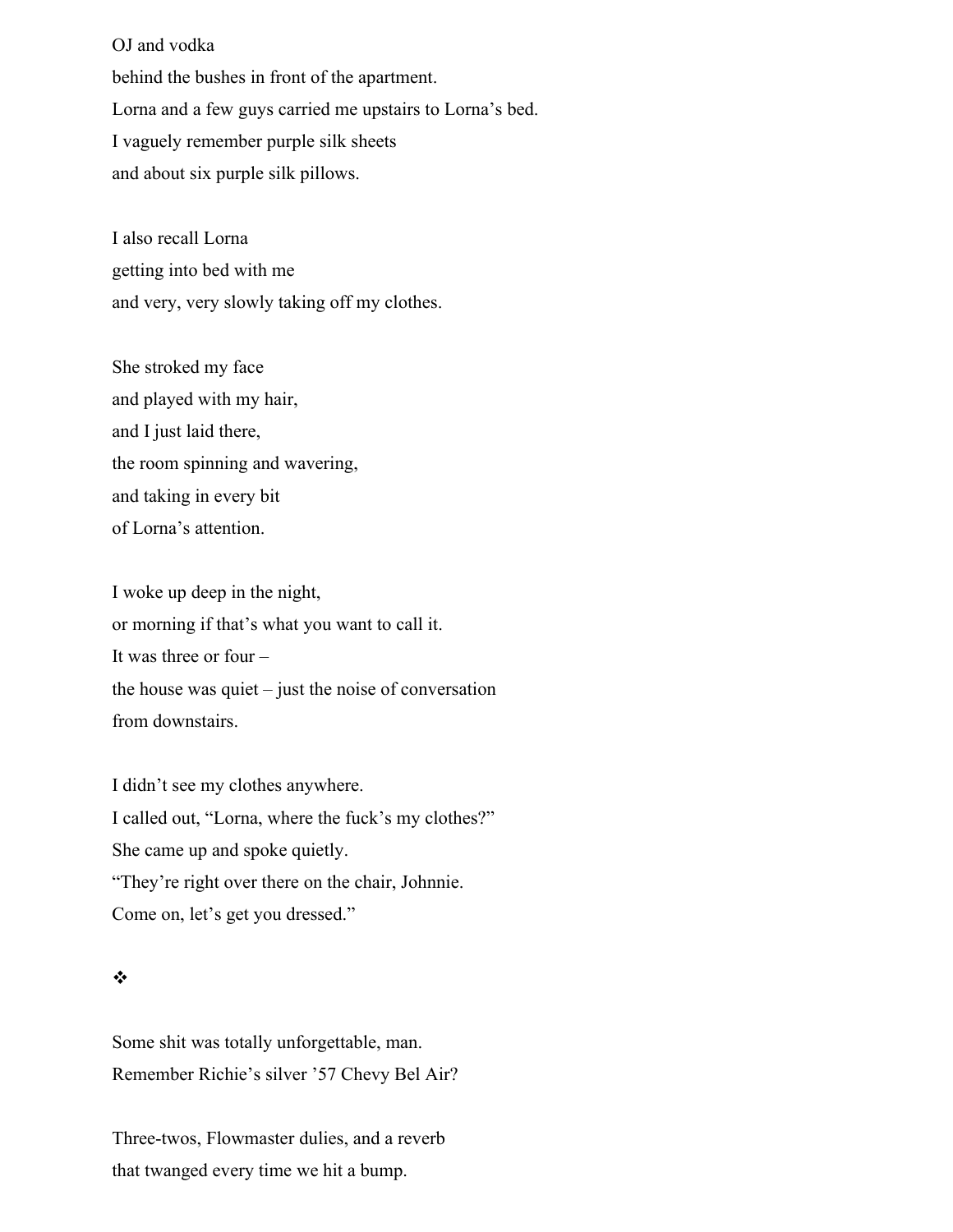OJ and vodka
behind the bushes in front of the apartment.
Lorna and a few guys carried me upstairs to Lorna's bed.
I vaguely remember purple silk sheets
and about six purple silk pillows.

I also recall Lorna
getting into bed with me
and very, very slowly taking off my clothes.

She stroked my face
and played with my hair,
and I just laid there,
the room spinning and wavering,
and taking in every bit
of Lorna's attention.

I woke up deep in the night,
or morning if that's what you want to call it.
It was three or four –
the house was quiet – just the noise of conversation
from downstairs.

I didn't see my clothes anywhere.
I called out, "Lorna, where the fuck's my clothes?"
She came up and spoke quietly.
"They're right over there on the chair, Johnnie.
Come on, let's get you dressed."

❖

Some shit was totally unforgettable, man.
Remember Richie's silver '57 Chevy Bel Air?

Three-twos, Flowmaster dulies, and a reverb
that twanged every time we hit a bump.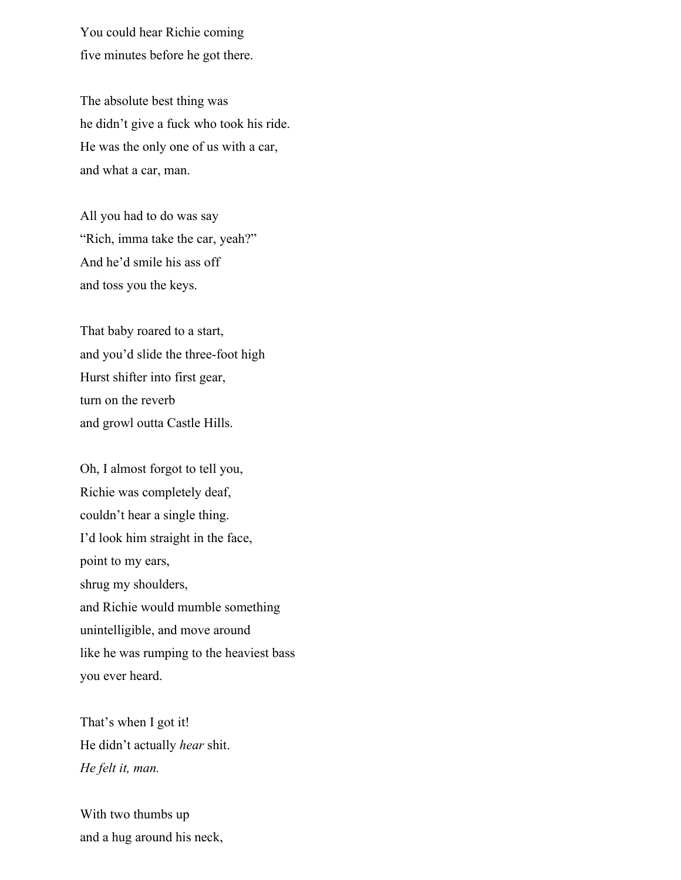You could hear Richie coming  
five minutes before he got there.

The absolute best thing was  
he didn't give a fuck who took his ride.  
He was the only one of us with a car,  
and what a car, man.

All you had to do was say  
"Rich, imma take the car, yeah?"  
And he'd smile his ass off  
and toss you the keys.

That baby roared to a start,  
and you'd slide the three-foot high  
Hurst shifter into first gear,  
turn on the reverb  
and growl outta Castle Hills.

Oh, I almost forgot to tell you,  
Richie was completely deaf,  
couldn't hear a single thing.  
I'd look him straight in the face,  
point to my ears,  
shrug my shoulders,  
and Richie would mumble something  
unintelligible, and move around  
like he was rumping to the heaviest bass  
you ever heard.

That's when I got it!  
He didn't actually *hear* shit.  
*He felt it, man.*

With two thumbs up  
and a hug around his neck,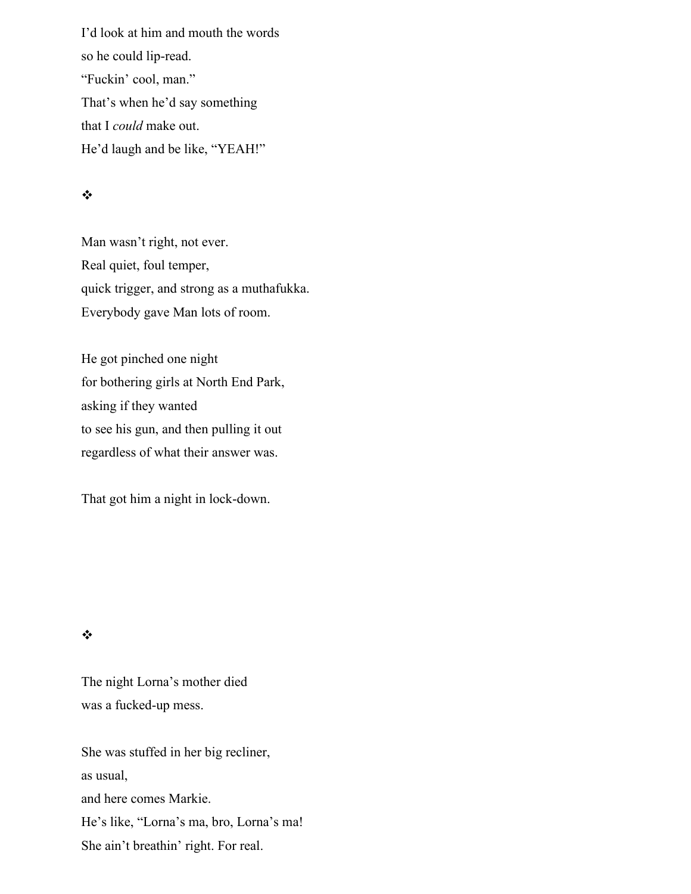I'd look at him and mouth the words  
so he could lip-read.  
"Fuckin' cool, man."  
That's when he'd say something  
that I *could* make out.  
He'd laugh and be like, "YEAH!"

❖

Man wasn't right, not ever.  
Real quiet, foul temper,  
quick trigger, and strong as a muthafukka.  
Everybody gave Man lots of room.

He got pinched one night  
for bothering girls at North End Park,  
asking if they wanted  
to see his gun, and then pulling it out  
regardless of what their answer was.

That got him a night in lock-down.

❖

The night Lorna's mother died  
was a fucked-up mess.

She was stuffed in her big recliner,  
as usual,  
and here comes Markie.  
He's like, "Lorna's ma, bro, Lorna's ma!  
She ain't breathin' right. For real.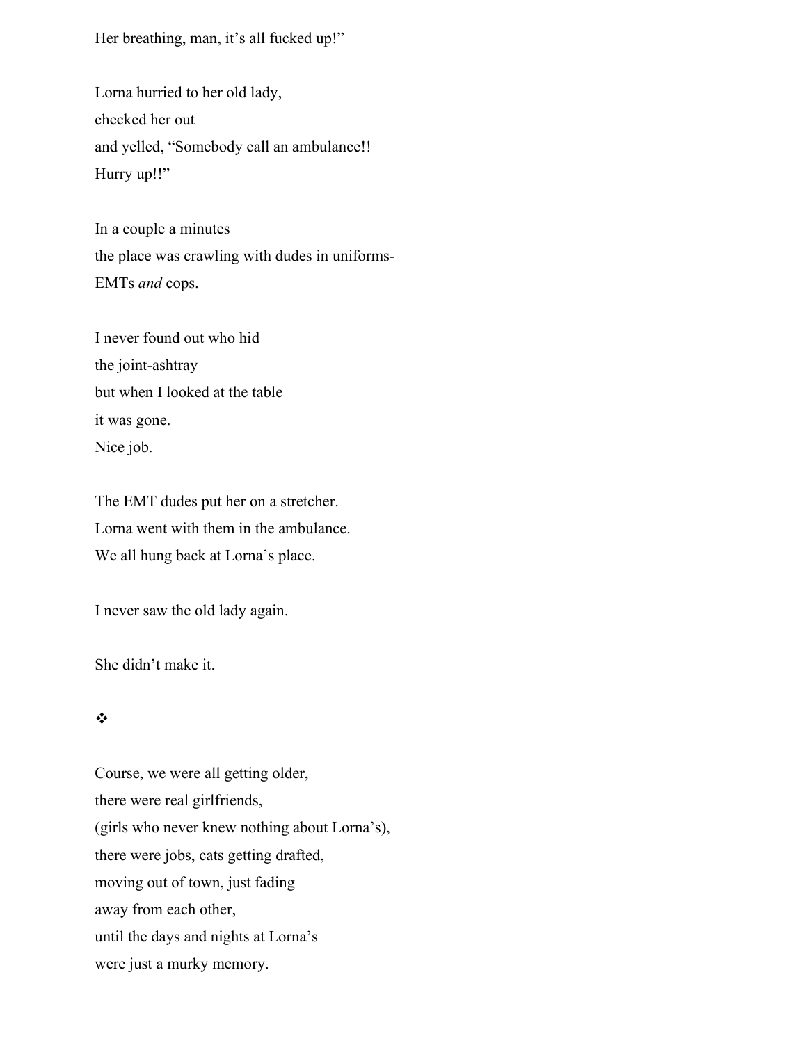Her breathing, man, it's all fucked up!"

Lorna hurried to her old lady,  
checked her out  
and yelled, "Somebody call an ambulance!!  
Hurry up!!"

In a couple a minutes  
the place was crawling with dudes in uniforms-  
EMTs *and* cops.

I never found out who hid  
the joint-ashtray  
but when I looked at the table  
it was gone.  
Nice job.

The EMT dudes put her on a stretcher.  
Lorna went with them in the ambulance.  
We all hung back at Lorna's place.

I never saw the old lady again.

She didn't make it.

❖

Course, we were all getting older,  
there were real girlfriends,  
(girls who never knew nothing about Lorna's),  
there were jobs, cats getting drafted,  
moving out of town, just fading  
away from each other,  
until the days and nights at Lorna's  
were just a murky memory.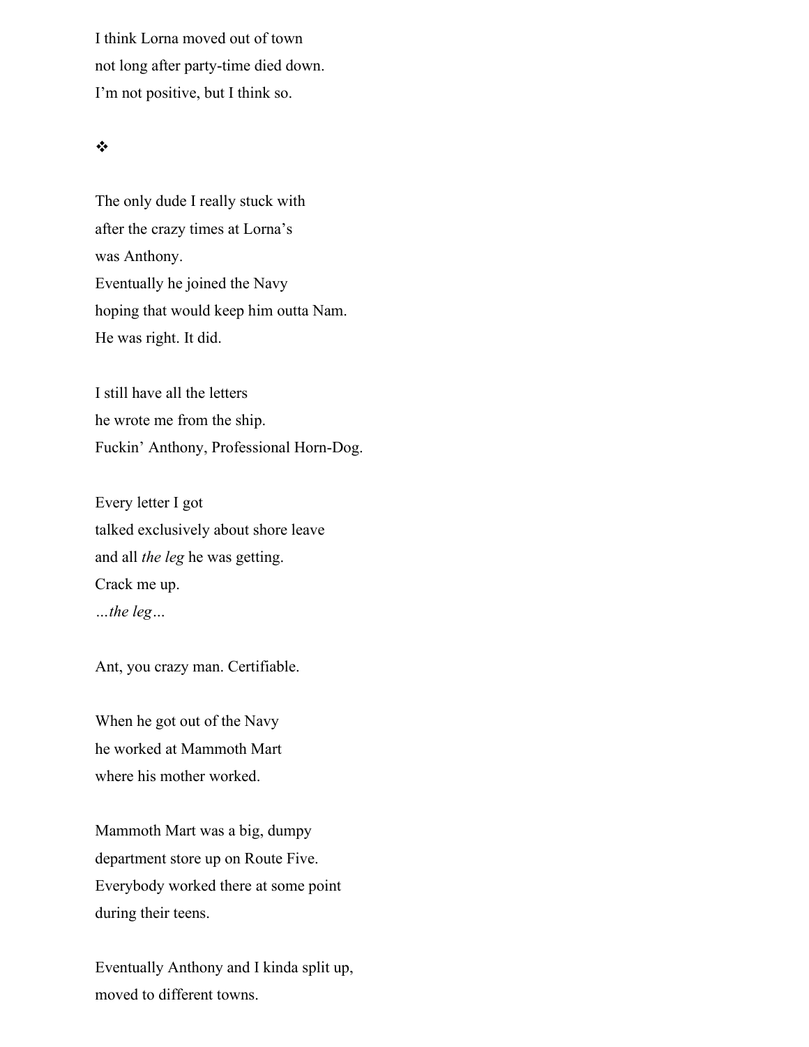I think Lorna moved out of town  
not long after party-time died down.  
I'm not positive, but I think so.

❖

The only dude I really stuck with  
after the crazy times at Lorna's  
was Anthony.  
Eventually he joined the Navy  
hoping that would keep him outta Nam.  
He was right. It did.

I still have all the letters  
he wrote me from the ship.  
Fuckin' Anthony, Professional Horn-Dog.

Every letter I got  
talked exclusively about shore leave  
and all *the leg* he was getting.  
Crack me up.  
*…the leg…*

Ant, you crazy man. Certifiable.

When he got out of the Navy  
he worked at Mammoth Mart  
where his mother worked.

Mammoth Mart was a big, dumpy  
department store up on Route Five.  
Everybody worked there at some point  
during their teens.

Eventually Anthony and I kinda split up,  
moved to different towns.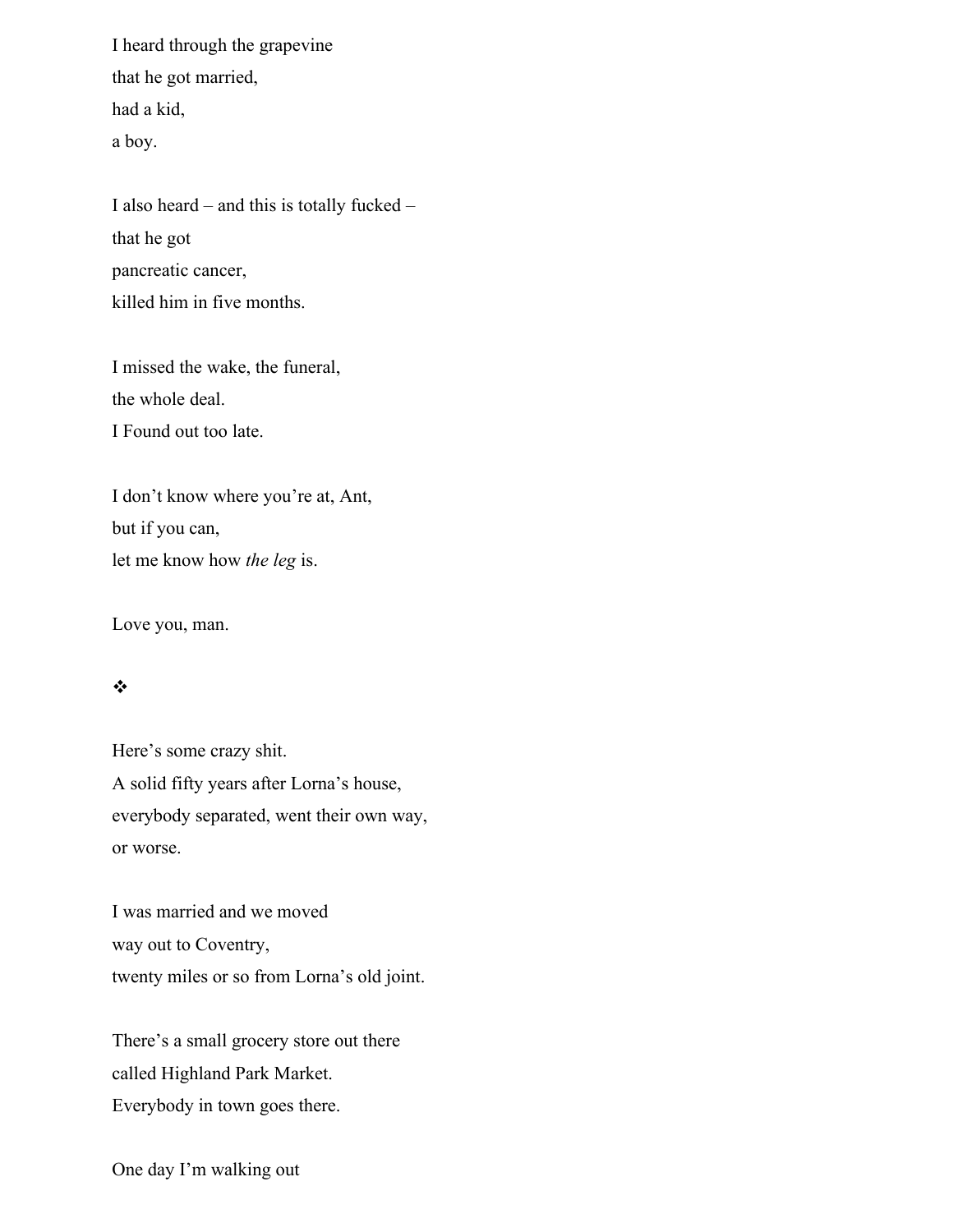I heard through the grapevine
that he got married,
had a kid,
a boy.

I also heard – and this is totally fucked –
that he got
pancreatic cancer,
killed him in five months.

I missed the wake, the funeral,
the whole deal.
I Found out too late.

I don't know where you're at, Ant,
but if you can,
let me know how *the leg* is.

Love you, man.

❖

Here's some crazy shit.
A solid fifty years after Lorna's house,
everybody separated, went their own way,
or worse.

I was married and we moved
way out to Coventry,
twenty miles or so from Lorna's old joint.

There's a small grocery store out there
called Highland Park Market.
Everybody in town goes there.

One day I'm walking out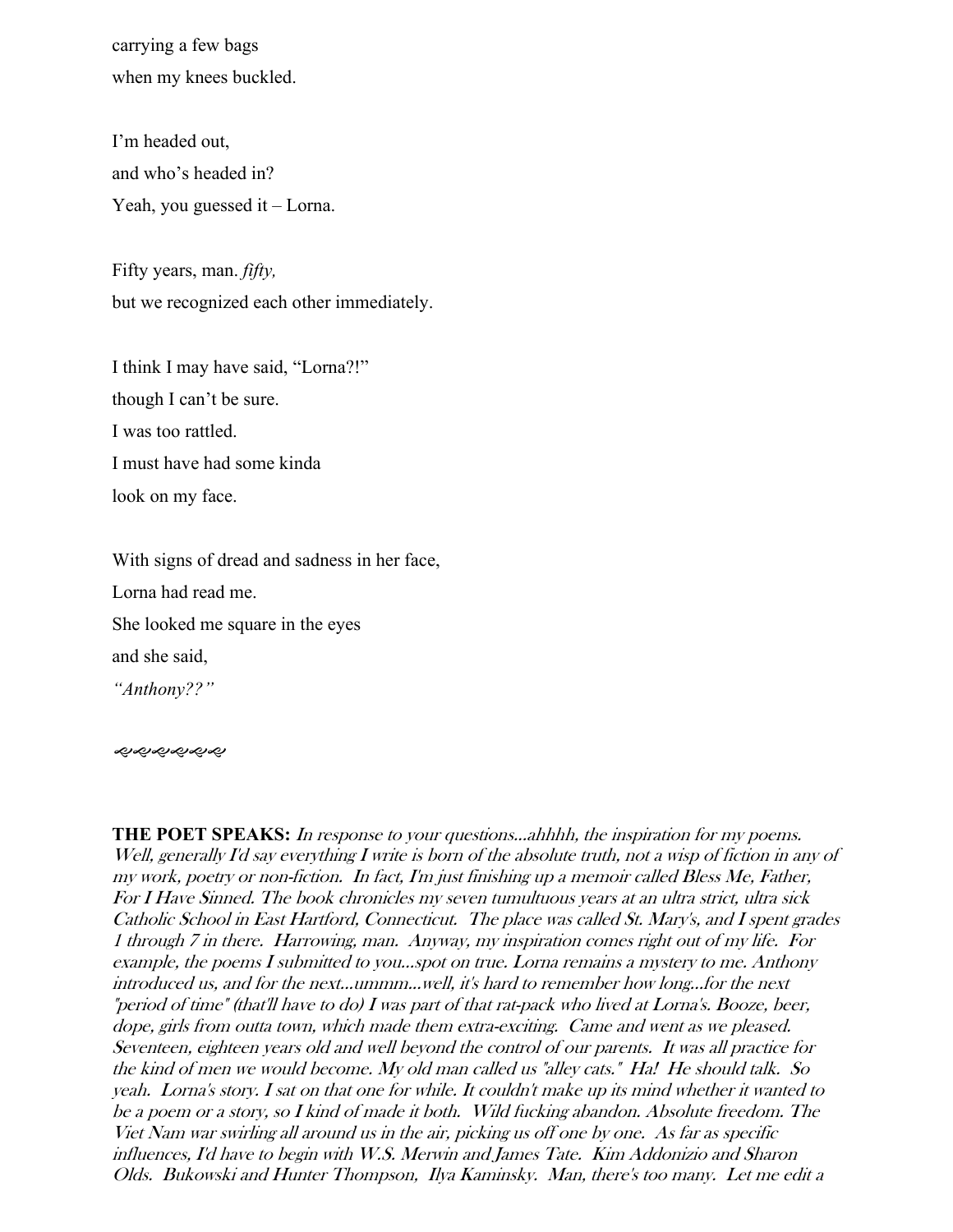carrying a few bags

when my knees buckled.

I'm headed out,

and who's headed in?

Yeah, you guessed it – Lorna.

Fifty years, man. *fifty,*

but we recognized each other immediately.

I think I may have said, "Lorna?!"

though I can't be sure.

I was too rattled.

I must have had some kinda

look on my face.

With signs of dread and sadness in her face,

Lorna had read me.

She looked me square in the eyes

and she said,

*"Anthony??"*

ꕥꕥꕥꕥꕥꕥ

**THE POET SPEAKS:** *In response to your questions...ahhhh, the inspiration for my poems. Well, generally I'd say everything I write is born of the absolute truth, not a wisp of fiction in any of my work, poetry or non-fiction. In fact, I'm just finishing up a memoir called Bless Me, Father, For I Have Sinned. The book chronicles my seven tumultuous years at an ultra strict, ultra sick Catholic School in East Hartford, Connecticut. The place was called St. Mary's, and I spent grades 1 through 7 in there. Harrowing, man. Anyway, my inspiration comes right out of my life. For example, the poems I submitted to you...spot on true. Lorna remains a mystery to me. Anthony introduced us, and for the next...ummm...well, it's hard to remember how long...for the next "period of time" (that'll have to do) I was part of that rat-pack who lived at Lorna's. Booze, beer, dope, girls from outta town, which made them extra-exciting. Came and went as we pleased. Seventeen, eighteen years old and well beyond the control of our parents. It was all practice for the kind of men we would become. My old man called us "alley cats." Ha! He should talk. So yeah. Lorna's story. I sat on that one for while. It couldn't make up its mind whether it wanted to be a poem or a story, so I kind of made it both. Wild fucking abandon. Absolute freedom. The Viet Nam war swirling all around us in the air, picking us off one by one. As far as specific influences, I'd have to begin with W.S. Merwin and James Tate. Kim Addonizio and Sharon Olds. Bukowski and Hunter Thompson, Ilya Kaminsky. Man, there's too many. Let me edit a*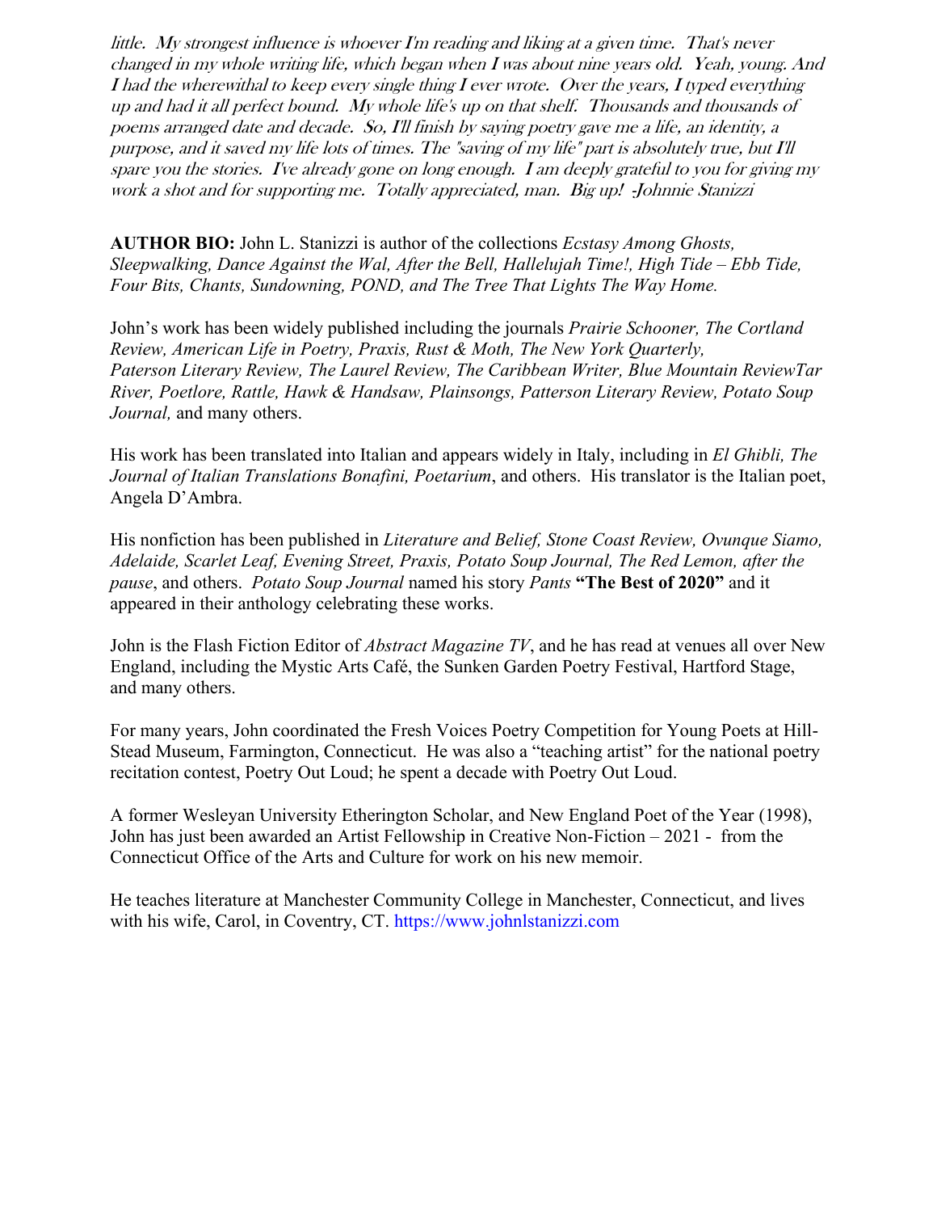*little. My strongest influence is whoever I'm reading and liking at a given time. That's never changed in my whole writing life, which began when I was about nine years old. Yeah, young. And I had the wherewithal to keep every single thing I ever wrote. Over the years, I typed everything up and had it all perfect bound. My whole life's up on that shelf. Thousands and thousands of poems arranged date and decade. So, I'll finish by saying poetry gave me a life, an identity, a purpose, and it saved my life lots of times. The "saving of my life" part is absolutely true, but I'll spare you the stories. I've already gone on long enough. I am deeply grateful to you for giving my work a shot and for supporting me. Totally appreciated, man. Big up! -Johnnie Stanizzi*

**AUTHOR BIO:** John L. Stanizzi is author of the collections *Ecstasy Among Ghosts, Sleepwalking, Dance Against the Wal, After the Bell, Hallelujah Time!, High Tide – Ebb Tide, Four Bits, Chants, Sundowning, POND, and The Tree That Lights The Way Home.*

John's work has been widely published including the journals *Prairie Schooner, The Cortland Review, American Life in Poetry, Praxis, Rust & Moth, The New York Quarterly, Paterson Literary Review, The Laurel Review, The Caribbean Writer, Blue Mountain ReviewTar River, Poetlore, Rattle, Hawk & Handsaw, Plainsongs, Patterson Literary Review, Potato Soup Journal,* and many others.

His work has been translated into Italian and appears widely in Italy, including in *El Ghibli, The Journal of Italian Translations Bonafini, Poetarium*, and others. His translator is the Italian poet, Angela D'Ambra.

His nonfiction has been published in *Literature and Belief, Stone Coast Review, Ovunque Siamo, Adelaide, Scarlet Leaf, Evening Street, Praxis, Potato Soup Journal, The Red Lemon, after the pause*, and others. *Potato Soup Journal* named his story *Pants* **"The Best of 2020"** and it appeared in their anthology celebrating these works.

John is the Flash Fiction Editor of *Abstract Magazine TV*, and he has read at venues all over New England, including the Mystic Arts Café, the Sunken Garden Poetry Festival, Hartford Stage, and many others.

For many years, John coordinated the Fresh Voices Poetry Competition for Young Poets at Hill-Stead Museum, Farmington, Connecticut. He was also a "teaching artist" for the national poetry recitation contest, Poetry Out Loud; he spent a decade with Poetry Out Loud.

A former Wesleyan University Etherington Scholar, and New England Poet of the Year (1998), John has just been awarded an Artist Fellowship in Creative Non-Fiction – 2021 - from the Connecticut Office of the Arts and Culture for work on his new memoir.

He teaches literature at Manchester Community College in Manchester, Connecticut, and lives with his wife, Carol, in Coventry, CT. https://www.johnlstanizzi.com